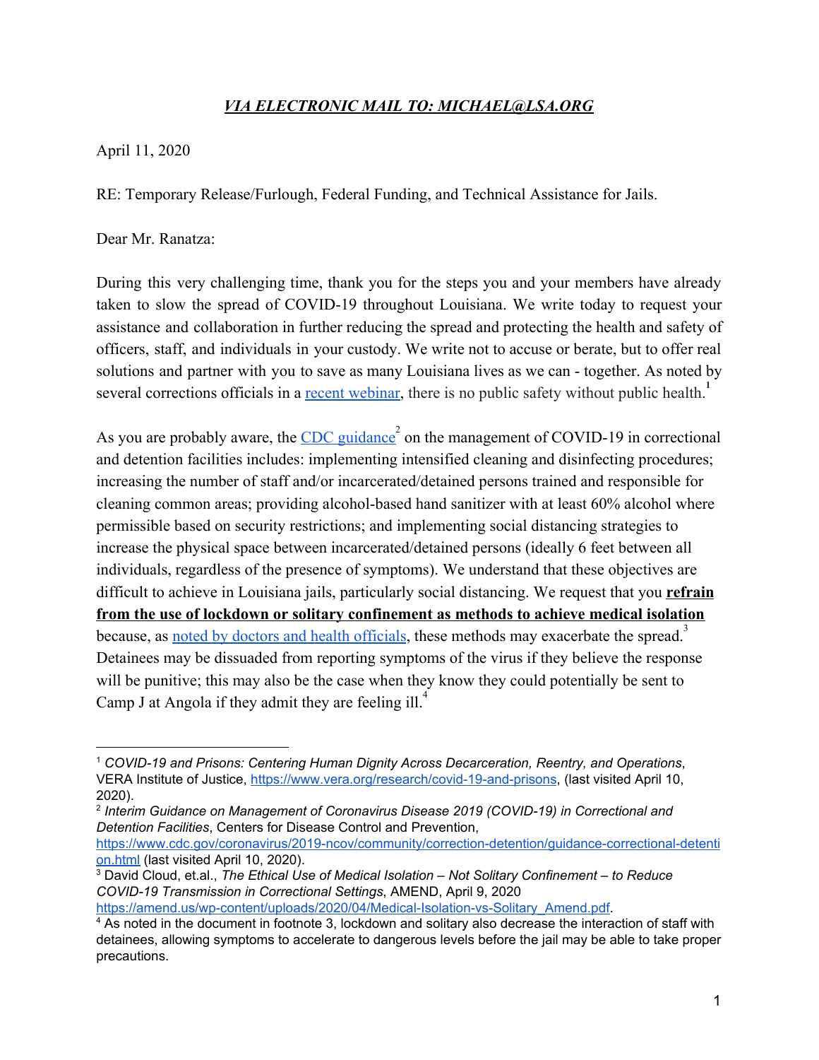***VIA ELECTRONIC MAIL TO: MICHAEL@LSA.ORG***

April 11, 2020

RE: Temporary Release/Furlough, Federal Funding, and Technical Assistance for Jails.

Dear Mr. Ranatza:

During this very challenging time, thank you for the steps you and your members have already taken to slow the spread of COVID-19 throughout Louisiana. We write today to request your assistance and collaboration in further reducing the spread and protecting the health and safety of officers, staff, and individuals in your custody. We write not to accuse or berate, but to offer real solutions and partner with you to save as many Louisiana lives as we can - together. As noted by several corrections officials in a recent webinar, there is no public safety without public health.[1]

As you are probably aware, the CDC guidance[2] on the management of COVID-19 in correctional and detention facilities includes: implementing intensified cleaning and disinfecting procedures; increasing the number of staff and/or incarcerated/detained persons trained and responsible for cleaning common areas; providing alcohol-based hand sanitizer with at least 60% alcohol where permissible based on security restrictions; and implementing social distancing strategies to increase the physical space between incarcerated/detained persons (ideally 6 feet between all individuals, regardless of the presence of symptoms). We understand that these objectives are difficult to achieve in Louisiana jails, particularly social distancing. We request that you **refrain from the use of lockdown or solitary confinement as methods to achieve medical isolation** because, as noted by doctors and health officials, these methods may exacerbate the spread.[3] Detainees may be dissuaded from reporting symptoms of the virus if they believe the response will be punitive; this may also be the case when they know they could potentially be sent to Camp J at Angola if they admit they are feeling ill.[4]

---

[1] *COVID-19 and Prisons: Centering Human Dignity Across Decarceration, Reentry, and Operations*, VERA Institute of Justice, https://www.vera.org/research/covid-19-and-prisons, (last visited April 10, 2020).

[2] *Interim Guidance on Management of Coronavirus Disease 2019 (COVID-19) in Correctional and Detention Facilities*, Centers for Disease Control and Prevention, https://www.cdc.gov/coronavirus/2019-ncov/community/correction-detention/guidance-correctional-detention.html (last visited April 10, 2020).

[3] David Cloud, et.al., *The Ethical Use of Medical Isolation – Not Solitary Confinement – to Reduce COVID-19 Transmission in Correctional Settings*, AMEND, April 9, 2020 https://amend.us/wp-content/uploads/2020/04/Medical-Isolation-vs-Solitary_Amend.pdf.

[4] As noted in the document in footnote 3, lockdown and solitary also decrease the interaction of staff with detainees, allowing symptoms to accelerate to dangerous levels before the jail may be able to take proper precautions.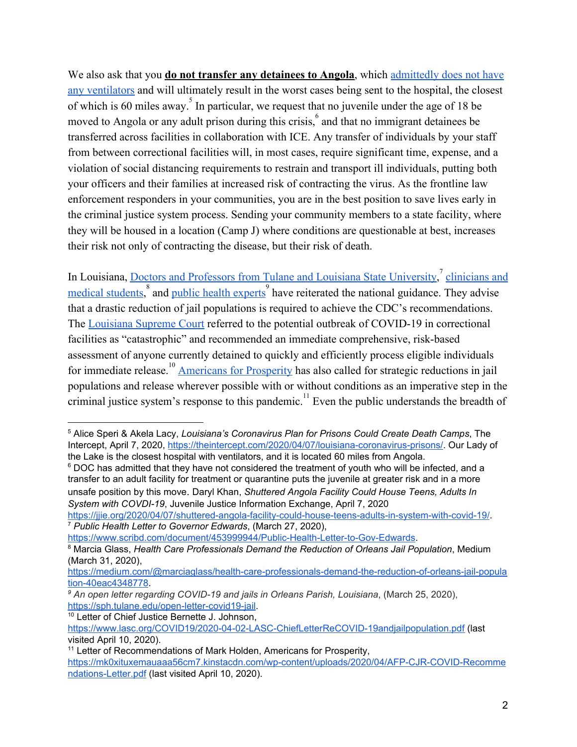We also ask that you **do not transfer any detainees to Angola**, which [admittedly does not have any ventilators](https://theintercept.com/2020/04/07/louisiana-coronavirus-prisons/) and will ultimately result in the worst cases being sent to the hospital, the closest of which is 60 miles away.[5] In particular, we request that no juvenile under the age of 18 be moved to Angola or any adult prison during this crisis,[6] and that no immigrant detainees be transferred across facilities in collaboration with ICE. Any transfer of individuals by your staff from between correctional facilities will, in most cases, require significant time, expense, and a violation of social distancing requirements to restrain and transport ill individuals, putting both your officers and their families at increased risk of contracting the virus. As the frontline law enforcement responders in your communities, you are in the best position to save lives early in the criminal justice system process. Sending your community members to a state facility, where they will be housed in a location (Camp J) where conditions are questionable at best, increases their risk not only of contracting the disease, but their risk of death.

In Louisiana, [Doctors and Professors from Tulane and Louisiana State University](https://www.scribd.com/document/453999944/Public-Health-Letter-to-Gov-Edwards),[7] [clinicians and medical students](https://medium.com/@marciaglass/health-care-professionals-demand-the-reduction-of-orleans-jail-population-40eac4348778),[8] and [public health experts](https://sph.tulane.edu/open-letter-covid19-jail)[9] have reiterated the national guidance. They advise that a drastic reduction of jail populations is required to achieve the CDC's recommendations. The [Louisiana Supreme Court](https://www.lasc.org/COVID19/2020-04-02-LASC-ChiefLetterReCOVID-19andjailpopulation.pdf) referred to the potential outbreak of COVID-19 in correctional facilities as "catastrophic" and recommended an immediate comprehensive, risk-based assessment of anyone currently detained to quickly and efficiently process eligible individuals for immediate release.[10] [Americans for Prosperity](https://mk0xituxemauaaa56cm7.kinstacdn.com/wp-content/uploads/2020/04/AFP-CJR-COVID-Recommendations-Letter.pdf) has also called for strategic reductions in jail populations and release wherever possible with or without conditions as an imperative step in the criminal justice system's response to this pandemic.[11] Even the public understands the breadth of

---

[5] Alice Speri & Akela Lacy, *Louisiana's Coronavirus Plan for Prisons Could Create Death Camps*, The Intercept, April 7, 2020, https://theintercept.com/2020/04/07/louisiana-coronavirus-prisons/. Our Lady of the Lake is the closest hospital with ventilators, and it is located 60 miles from Angola.

[6] DOC has admitted that they have not considered the treatment of youth who will be infected, and a transfer to an adult facility for treatment or quarantine puts the juvenile at greater risk and in a more unsafe position by this move. Daryl Khan, *Shuttered Angola Facility Could House Teens, Adults In System with COVDI-19*, Juvenile Justice Information Exchange, April 7, 2020 https://jjie.org/2020/04/07/shuttered-angola-facility-could-house-teens-adults-in-system-with-covid-19/.

[7] *Public Health Letter to Governor Edwards*, (March 27, 2020), https://www.scribd.com/document/453999944/Public-Health-Letter-to-Gov-Edwards.

[8] Marcia Glass, *Health Care Professionals Demand the Reduction of Orleans Jail Population*, Medium (March 31, 2020), https://medium.com/@marciaglass/health-care-professionals-demand-the-reduction-of-orleans-jail-population-40eac4348778.

[9] *An open letter regarding COVID-19 and jails in Orleans Parish, Louisiana*, (March 25, 2020), https://sph.tulane.edu/open-letter-covid19-jail.

[10] Letter of Chief Justice Bernette J. Johnson, https://www.lasc.org/COVID19/2020-04-02-LASC-ChiefLetterReCOVID-19andjailpopulation.pdf (last visited April 10, 2020).

[11] Letter of Recommendations of Mark Holden, Americans for Prosperity, https://mk0xituxemauaaa56cm7.kinstacdn.com/wp-content/uploads/2020/04/AFP-CJR-COVID-Recommendations-Letter.pdf (last visited April 10, 2020).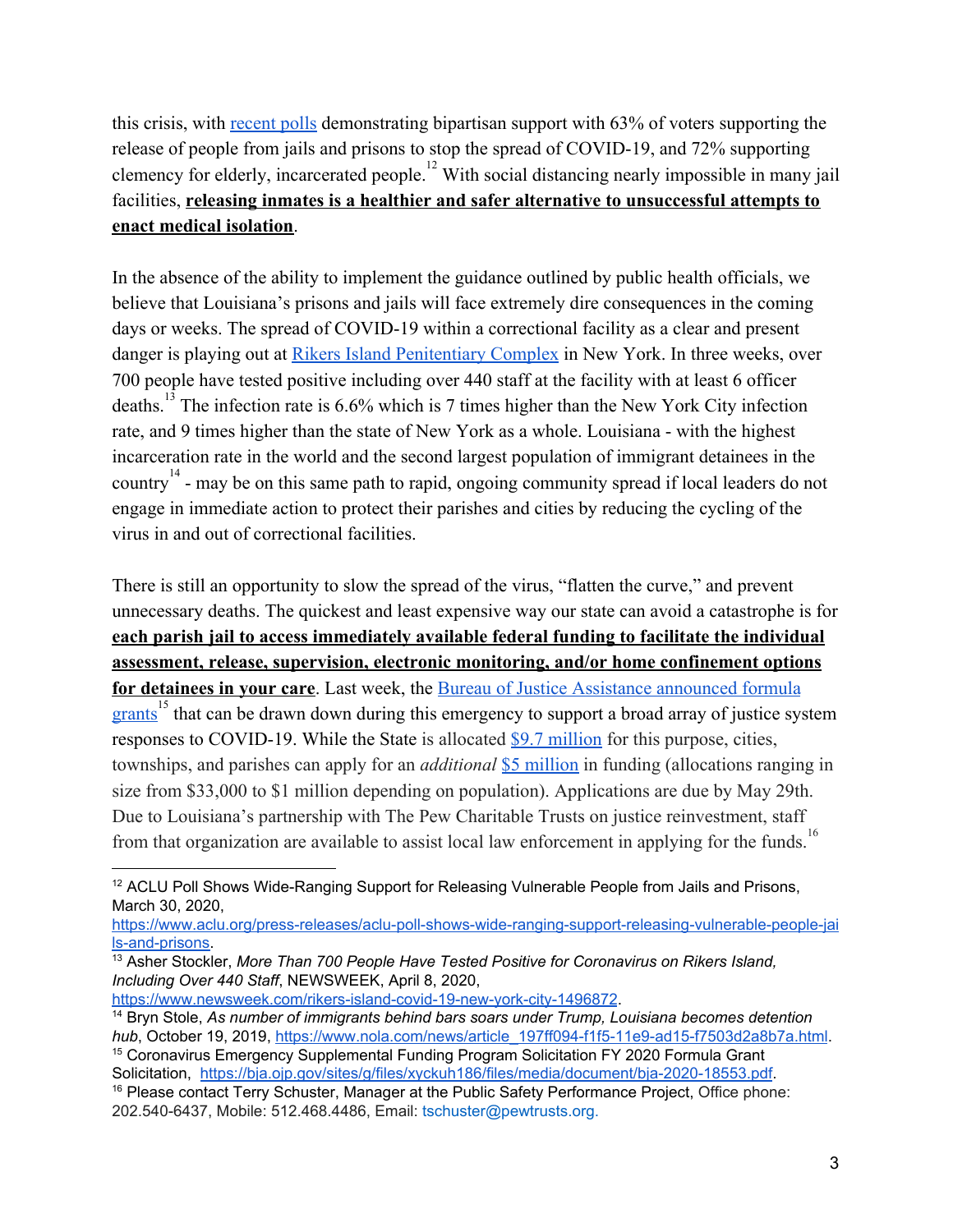this crisis, with [recent polls](https://www.aclu.org/press-releases/aclu-poll-shows-wide-ranging-support-releasing-vulnerable-people-jails-and-prisons) demonstrating bipartisan support with 63% of voters supporting the release of people from jails and prisons to stop the spread of COVID-19, and 72% supporting clemency for elderly, incarcerated people.[12] With social distancing nearly impossible in many jail facilities, **releasing inmates is a healthier and safer alternative to unsuccessful attempts to enact medical isolation**.

In the absence of the ability to implement the guidance outlined by public health officials, we believe that Louisiana's prisons and jails will face extremely dire consequences in the coming days or weeks. The spread of COVID-19 within a correctional facility as a clear and present danger is playing out at [Rikers Island Penitentiary Complex](https://www.newsweek.com/rikers-island-covid-19-new-york-city-1496872) in New York. In three weeks, over 700 people have tested positive including over 440 staff at the facility with at least 6 officer deaths.[13] The infection rate is 6.6% which is 7 times higher than the New York City infection rate, and 9 times higher than the state of New York as a whole. Louisiana - with the highest incarceration rate in the world and the second largest population of immigrant detainees in the country[14] - may be on this same path to rapid, ongoing community spread if local leaders do not engage in immediate action to protect their parishes and cities by reducing the cycling of the virus in and out of correctional facilities.

There is still an opportunity to slow the spread of the virus, "flatten the curve," and prevent unnecessary deaths. The quickest and least expensive way our state can avoid a catastrophe is for **each parish jail to access immediately available federal funding to facilitate the individual assessment, release, supervision, electronic monitoring, and/or home confinement options for detainees in your care**. Last week, the [Bureau of Justice Assistance announced formula grants](https://bja.ojp.gov/sites/g/files/xyckuh186/files/media/document/bja-2020-18553.pdf)[15] that can be drawn down during this emergency to support a broad array of justice system responses to COVID-19. While the State is allocated $9.7 million for this purpose, cities, townships, and parishes can apply for an *additional* $5 million in funding (allocations ranging in size from $33,000 to $1 million depending on population). Applications are due by May 29th. Due to Louisiana's partnership with The Pew Charitable Trusts on justice reinvestment, staff from that organization are available to assist local law enforcement in applying for the funds.[16]

---

[12] ACLU Poll Shows Wide-Ranging Support for Releasing Vulnerable People from Jails and Prisons, March 30, 2020, https://www.aclu.org/press-releases/aclu-poll-shows-wide-ranging-support-releasing-vulnerable-people-jails-and-prisons.

[13] Asher Stockler, *More Than 700 People Have Tested Positive for Coronavirus on Rikers Island, Including Over 440 Staff*, NEWSWEEK, April 8, 2020, https://www.newsweek.com/rikers-island-covid-19-new-york-city-1496872.

[14] Bryn Stole, *As number of immigrants behind bars soars under Trump, Louisiana becomes detention hub*, October 19, 2019, https://www.nola.com/news/article_197ff094-f1f5-11e9-ad15-f7503d2a8b7a.html.

[15] Coronavirus Emergency Supplemental Funding Program Solicitation FY 2020 Formula Grant Solicitation, https://bja.ojp.gov/sites/g/files/xyckuh186/files/media/document/bja-2020-18553.pdf.

[16] Please contact Terry Schuster, Manager at the Public Safety Performance Project, Office phone: 202.540-6437, Mobile: 512.468.4486, Email: tschuster@pewtrusts.org.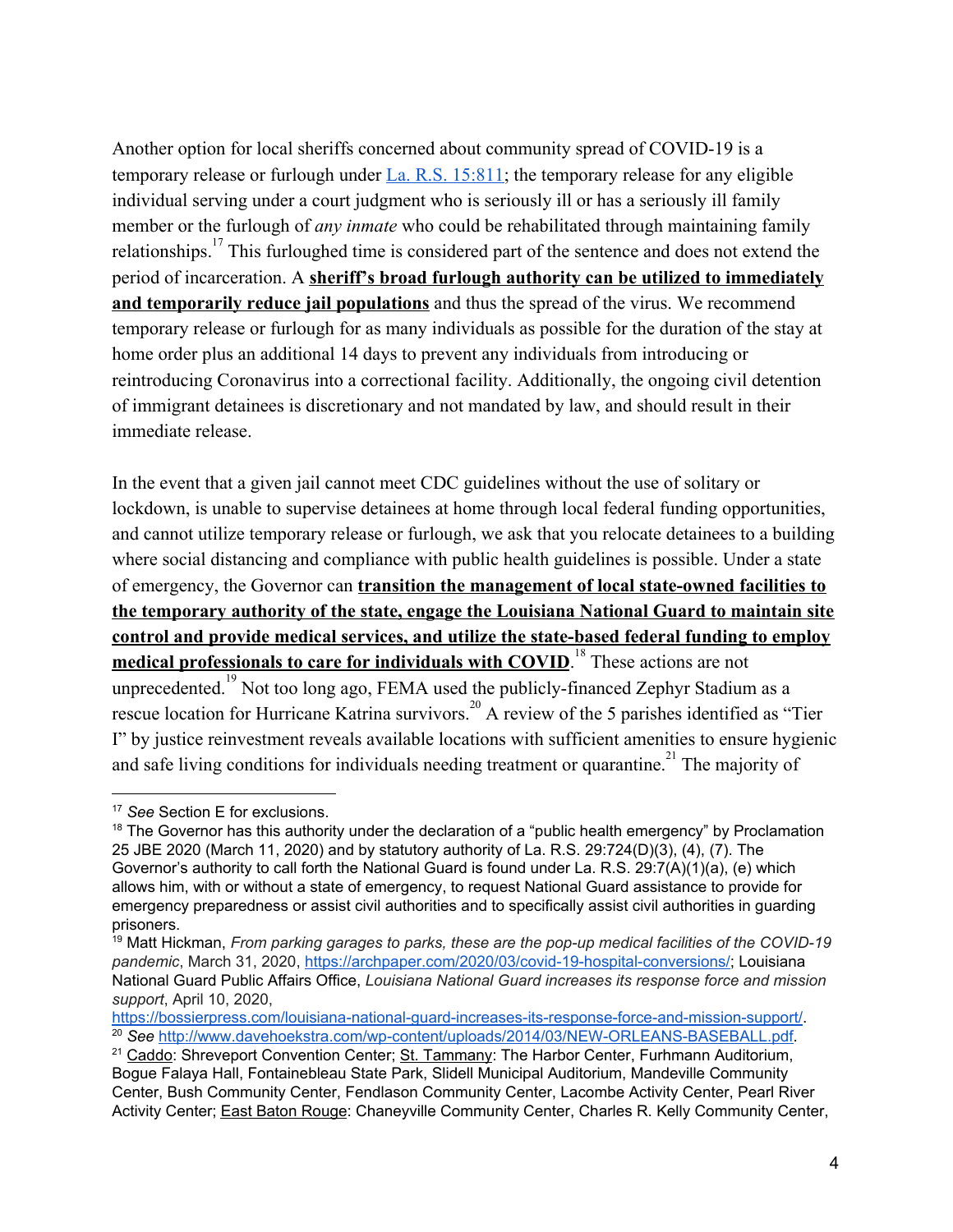Another option for local sheriffs concerned about community spread of COVID-19 is a temporary release or furlough under [La. R.S. 15:811](); the temporary release for any eligible individual serving under a court judgment who is seriously ill or has a seriously ill family member or the furlough of *any inmate* who could be rehabilitated through maintaining family relationships.[17] This furloughed time is considered part of the sentence and does not extend the period of incarceration. A **sheriff's broad furlough authority can be utilized to immediately and temporarily reduce jail populations** and thus the spread of the virus. We recommend temporary release or furlough for as many individuals as possible for the duration of the stay at home order plus an additional 14 days to prevent any individuals from introducing or reintroducing Coronavirus into a correctional facility. Additionally, the ongoing civil detention of immigrant detainees is discretionary and not mandated by law, and should result in their immediate release.

In the event that a given jail cannot meet CDC guidelines without the use of solitary or lockdown, is unable to supervise detainees at home through local federal funding opportunities, and cannot utilize temporary release or furlough, we ask that you relocate detainees to a building where social distancing and compliance with public health guidelines is possible. Under a state of emergency, the Governor can **transition the management of local state-owned facilities to the temporary authority of the state, engage the Louisiana National Guard to maintain site control and provide medical services, and utilize the state-based federal funding to employ medical professionals to care for individuals with COVID**.[18] These actions are not unprecedented.[19] Not too long ago, FEMA used the publicly-financed Zephyr Stadium as a rescue location for Hurricane Katrina survivors.[20] A review of the 5 parishes identified as "Tier I" by justice reinvestment reveals available locations with sufficient amenities to ensure hygienic and safe living conditions for individuals needing treatment or quarantine.[21] The majority of

---

[17] *See* Section E for exclusions.

[18] The Governor has this authority under the declaration of a "public health emergency" by Proclamation 25 JBE 2020 (March 11, 2020) and by statutory authority of La. R.S. 29:724(D)(3), (4), (7). The Governor's authority to call forth the National Guard is found under La. R.S. 29:7(A)(1)(a), (e) which allows him, with or without a state of emergency, to request National Guard assistance to provide for emergency preparedness or assist civil authorities and to specifically assist civil authorities in guarding prisoners.

[19] Matt Hickman, *From parking garages to parks, these are the pop-up medical facilities of the COVID-19 pandemic*, March 31, 2020, https://archpaper.com/2020/03/covid-19-hospital-conversions/; Louisiana National Guard Public Affairs Office, *Louisiana National Guard increases its response force and mission support*, April 10, 2020, https://bossierpress.com/louisiana-national-guard-increases-its-response-force-and-mission-support/.

[20] *See* http://www.davehoekstra.com/wp-content/uploads/2014/03/NEW-ORLEANS-BASEBALL.pdf.

[21] Caddo: Shreveport Convention Center; St. Tammany: The Harbor Center, Furhmann Auditorium, Bogue Falaya Hall, Fontainebleau State Park, Slidell Municipal Auditorium, Mandeville Community Center, Bush Community Center, Fendlason Community Center, Lacombe Activity Center, Pearl River Activity Center; East Baton Rouge: Chaneyville Community Center, Charles R. Kelly Community Center,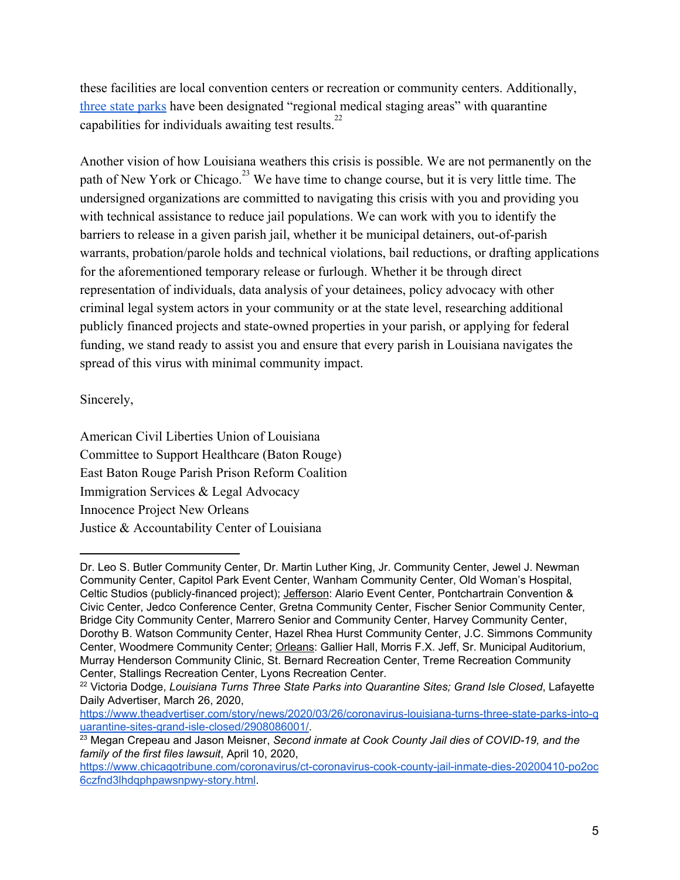these facilities are local convention centers or recreation or community centers. Additionally, [three state parks](https://www.theadvertiser.com/story/news/2020/03/26/coronavirus-louisiana-turns-three-state-parks-into-quarantine-sites-grand-isle-closed/2908086001/) have been designated "regional medical staging areas" with quarantine capabilities for individuals awaiting test results.[22]

Another vision of how Louisiana weathers this crisis is possible. We are not permanently on the path of New York or Chicago.[23] We have time to change course, but it is very little time. The undersigned organizations are committed to navigating this crisis with you and providing you with technical assistance to reduce jail populations. We can work with you to identify the barriers to release in a given parish jail, whether it be municipal detainers, out-of-parish warrants, probation/parole holds and technical violations, bail reductions, or drafting applications for the aforementioned temporary release or furlough. Whether it be through direct representation of individuals, data analysis of your detainees, policy advocacy with other criminal legal system actors in your community or at the state level, researching additional publicly financed projects and state-owned properties in your parish, or applying for federal funding, we stand ready to assist you and ensure that every parish in Louisiana navigates the spread of this virus with minimal community impact.

Sincerely,

American Civil Liberties Union of Louisiana
Committee to Support Healthcare (Baton Rouge)
East Baton Rouge Parish Prison Reform Coalition
Immigration Services & Legal Advocacy
Innocence Project New Orleans
Justice & Accountability Center of Louisiana

---

Dr. Leo S. Butler Community Center, Dr. Martin Luther King, Jr. Community Center, Jewel J. Newman Community Center, Capitol Park Event Center, Wanham Community Center, Old Woman's Hospital, Celtic Studios (publicly-financed project); Jefferson: Alario Event Center, Pontchartrain Convention & Civic Center, Jedco Conference Center, Gretna Community Center, Fischer Senior Community Center, Bridge City Community Center, Marrero Senior and Community Center, Harvey Community Center, Dorothy B. Watson Community Center, Hazel Rhea Hurst Community Center, J.C. Simmons Community Center, Woodmere Community Center; Orleans: Gallier Hall, Morris F.X. Jeff, Sr. Municipal Auditorium, Murray Henderson Community Clinic, St. Bernard Recreation Center, Treme Recreation Community Center, Stallings Recreation Center, Lyons Recreation Center.

[22] Victoria Dodge, *Louisiana Turns Three State Parks into Quarantine Sites; Grand Isle Closed*, Lafayette Daily Advertiser, March 26, 2020, https://www.theadvertiser.com/story/news/2020/03/26/coronavirus-louisiana-turns-three-state-parks-into-quarantine-sites-grand-isle-closed/2908086001/.

[23] Megan Crepeau and Jason Meisner, *Second inmate at Cook County Jail dies of COVID-19, and the family of the first files lawsuit*, April 10, 2020, https://www.chicagotribune.com/coronavirus/ct-coronavirus-cook-county-jail-inmate-dies-20200410-po2oc6czfnd3lhdqphpawsnpwy-story.html.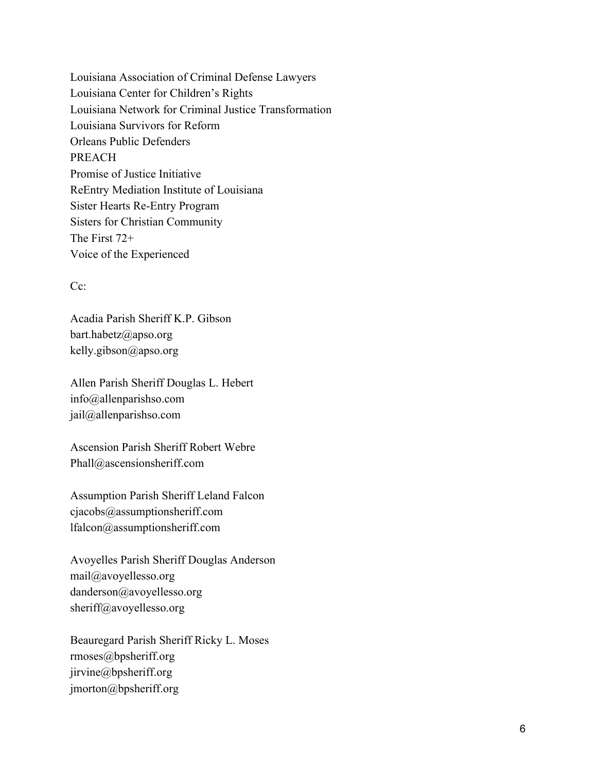Louisiana Association of Criminal Defense Lawyers
Louisiana Center for Children's Rights
Louisiana Network for Criminal Justice Transformation
Louisiana Survivors for Reform
Orleans Public Defenders
PREACH
Promise of Justice Initiative
ReEntry Mediation Institute of Louisiana
Sister Hearts Re-Entry Program
Sisters for Christian Community
The First 72+
Voice of the Experienced

Cc:

Acadia Parish Sheriff K.P. Gibson
bart.habetz@apso.org
kelly.gibson@apso.org

Allen Parish Sheriff Douglas L. Hebert
info@allenparishso.com
jail@allenparishso.com

Ascension Parish Sheriff Robert Webre
Phall@ascensionsheriff.com

Assumption Parish Sheriff Leland Falcon
cjacobs@assumptionsheriff.com
lfalcon@assumptionsheriff.com

Avoyelles Parish Sheriff Douglas Anderson
mail@avoyellesso.org
danderson@avoyellesso.org
sheriff@avoyellesso.org

Beauregard Parish Sheriff Ricky L. Moses
rmoses@bpsheriff.org
jirvine@bpsheriff.org
jmorton@bpsheriff.org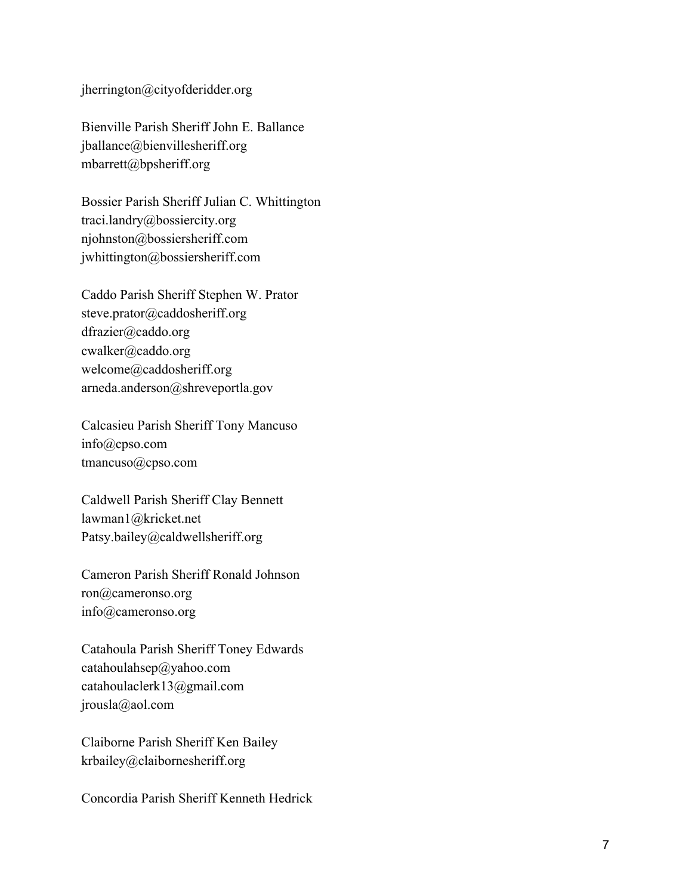jherrington@cityofderidder.org

Bienville Parish Sheriff John E. Ballance
jballance@bienvillesheriff.org
mbarrett@bpsheriff.org

Bossier Parish Sheriff Julian C. Whittington
traci.landry@bossiercity.org
njohnston@bossiersheriff.com
jwhittington@bossiersheriff.com

Caddo Parish Sheriff Stephen W. Prator
steve.prator@caddosheriff.org
dfrazier@caddo.org
cwalker@caddo.org
welcome@caddosheriff.org
arneda.anderson@shreveportla.gov

Calcasieu Parish Sheriff Tony Mancuso
info@cpso.com
tmancuso@cpso.com

Caldwell Parish Sheriff Clay Bennett
lawman1@kricket.net
Patsy.bailey@caldwellsheriff.org

Cameron Parish Sheriff Ronald Johnson
ron@cameronso.org
info@cameronso.org

Catahoula Parish Sheriff Toney Edwards
catahoulahsep@yahoo.com
catahoulaclerk13@gmail.com
jrousla@aol.com

Claiborne Parish Sheriff Ken Bailey
krbailey@clabornesheriff.org

Concordia Parish Sheriff Kenneth Hedrick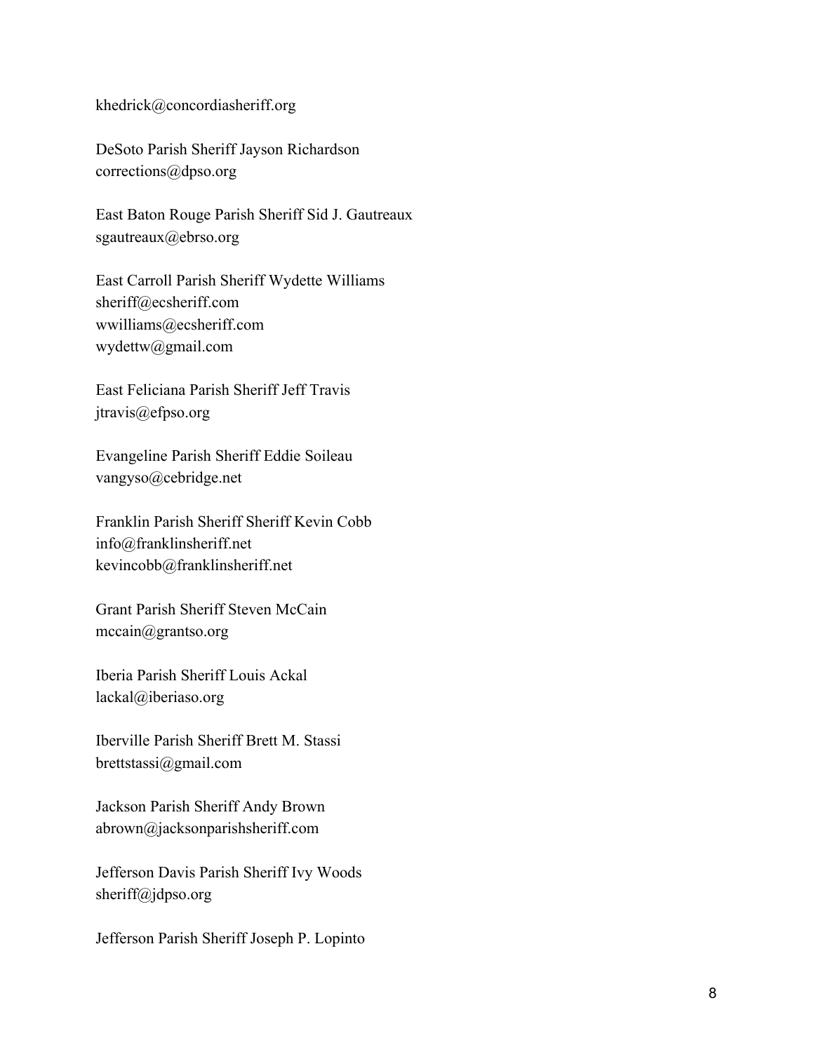khedrick@concordiasheriff.org

DeSoto Parish Sheriff Jayson Richardson
corrections@dpso.org

East Baton Rouge Parish Sheriff Sid J. Gautreaux
sgautreaux@ebrso.org

East Carroll Parish Sheriff Wydette Williams
sheriff@ecsheriff.com
wwilliams@ecsheriff.com
wydettw@gmail.com

East Feliciana Parish Sheriff Jeff Travis
jtravis@efpso.org

Evangeline Parish Sheriff Eddie Soileau
vangyso@cebridge.net

Franklin Parish Sheriff Sheriff Kevin Cobb
info@franklinsheriff.net
kevincobb@franklinsheriff.net

Grant Parish Sheriff Steven McCain
mccain@grantso.org

Iberia Parish Sheriff Louis Ackal
lackal@iberiaso.org

Iberville Parish Sheriff Brett M. Stassi
brettstassi@gmail.com

Jackson Parish Sheriff Andy Brown
abrown@jacksonparishsheriff.com

Jefferson Davis Parish Sheriff Ivy Woods
sheriff@jdpso.org

Jefferson Parish Sheriff Joseph P. Lopinto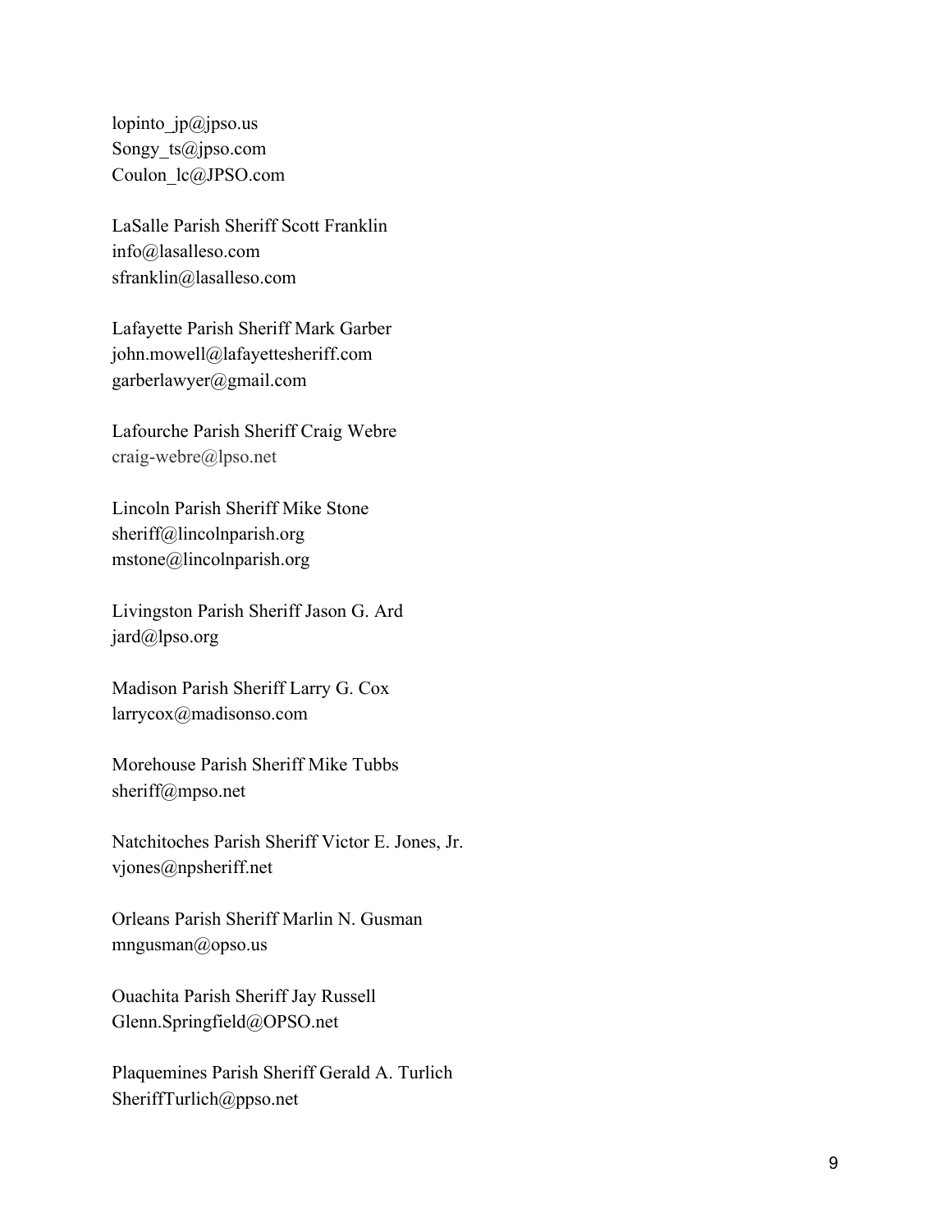lopinto_jp@jpso.us
Songy_ts@jpso.com
Coulon_lc@JPSO.com

LaSalle Parish Sheriff Scott Franklin
info@lasalleso.com
sfranklin@lasalleso.com

Lafayette Parish Sheriff Mark Garber
john.mowell@lafayettesheriff.com
garberlawyer@gmail.com

Lafourche Parish Sheriff Craig Webre
craig-webre@lpso.net

Lincoln Parish Sheriff Mike Stone
sheriff@lincolnparish.org
mstone@lincolnparish.org

Livingston Parish Sheriff Jason G. Ard
jard@lpso.org

Madison Parish Sheriff Larry G. Cox
larrycox@madisonso.com

Morehouse Parish Sheriff Mike Tubbs
sheriff@mpso.net

Natchitoches Parish Sheriff Victor E. Jones, Jr.
vjones@npsheriff.net

Orleans Parish Sheriff Marlin N. Gusman
mngusman@opso.us

Ouachita Parish Sheriff Jay Russell
Glenn.Springfield@OPSO.net

Plaquemines Parish Sheriff Gerald A. Turlich
SheriffTurlich@ppso.net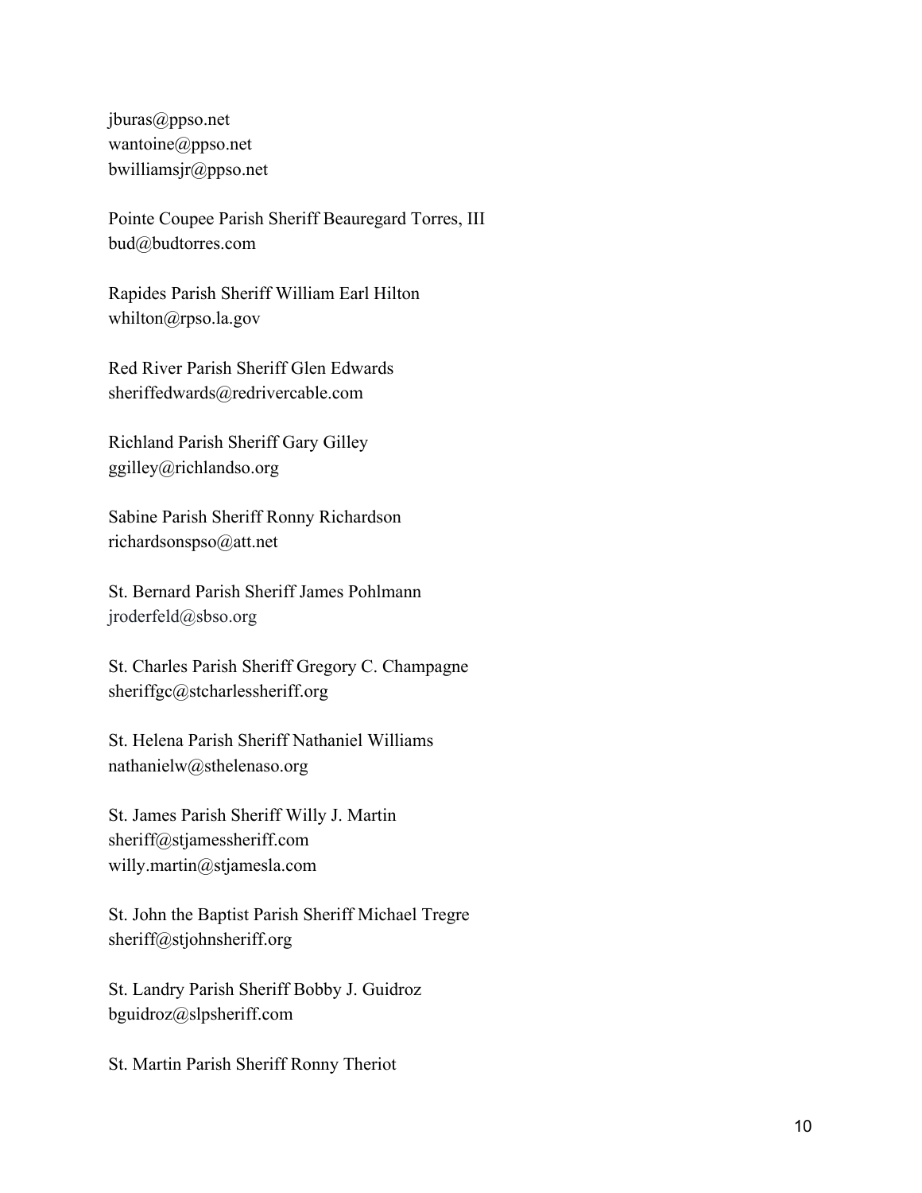jburas@ppso.net
wantoine@ppso.net
bwilliamsjr@ppso.net

Pointe Coupee Parish Sheriff Beauregard Torres, III
bud@budtorres.com

Rapides Parish Sheriff William Earl Hilton
whilton@rpso.la.gov

Red River Parish Sheriff Glen Edwards
sheriffedwards@redrivercable.com

Richland Parish Sheriff Gary Gilley
ggilley@richlandso.org

Sabine Parish Sheriff Ronny Richardson
richardsonspso@att.net

St. Bernard Parish Sheriff James Pohlmann
jroderfeld@sbso.org

St. Charles Parish Sheriff Gregory C. Champagne
sheriffgc@stcharlessheriff.org

St. Helena Parish Sheriff Nathaniel Williams
nathanielw@sthelenaso.org

St. James Parish Sheriff Willy J. Martin
sheriff@stjamessheriff.com
willy.martin@stjamesla.com

St. John the Baptist Parish Sheriff Michael Tregre
sheriff@stjohnsheriff.org

St. Landry Parish Sheriff Bobby J. Guidroz
bguidroz@slpsheriff.com

St. Martin Parish Sheriff Ronny Theriot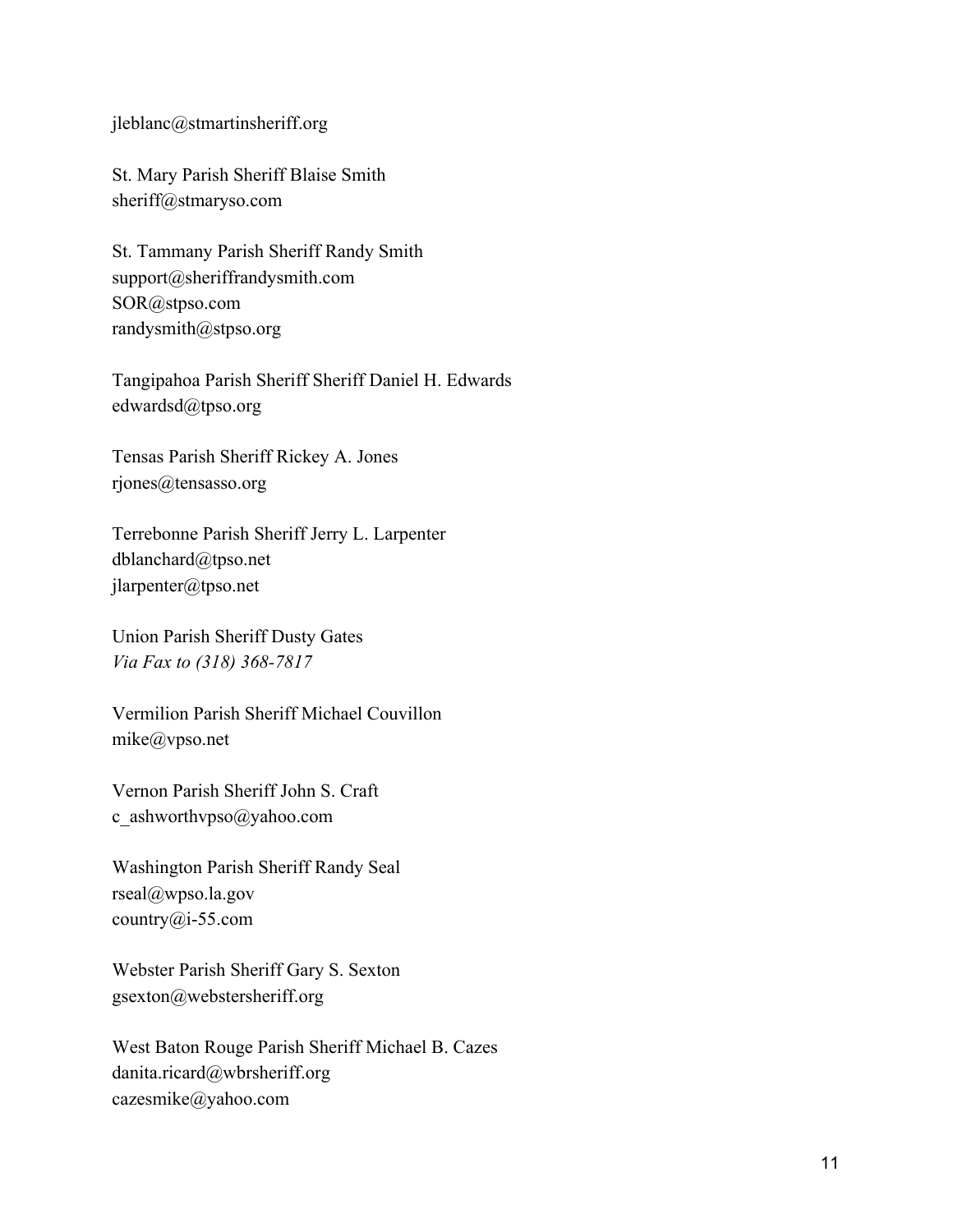jleblanc@stmartinsheriff.org

St. Mary Parish Sheriff Blaise Smith
sheriff@stmaryso.com

St. Tammany Parish Sheriff Randy Smith
support@sheriffrandysmith.com
SOR@stpso.com
randysmith@stpso.org

Tangipahoa Parish Sheriff Sheriff Daniel H. Edwards
edwardsd@tpso.org

Tensas Parish Sheriff Rickey A. Jones
rjones@tensasso.org

Terrebonne Parish Sheriff Jerry L. Larpenter
dblanchard@tpso.net
jlarpenter@tpso.net

Union Parish Sheriff Dusty Gates
*Via Fax to (318) 368-7817*

Vermilion Parish Sheriff Michael Couvillon
mike@vpso.net

Vernon Parish Sheriff John S. Craft
c_ashworthvpso@yahoo.com

Washington Parish Sheriff Randy Seal
rseal@wpso.la.gov
country@i-55.com

Webster Parish Sheriff Gary S. Sexton
gsexton@webstersheriff.org

West Baton Rouge Parish Sheriff Michael B. Cazes
danita.ricard@wbrsheriff.org
cazesmike@yahoo.com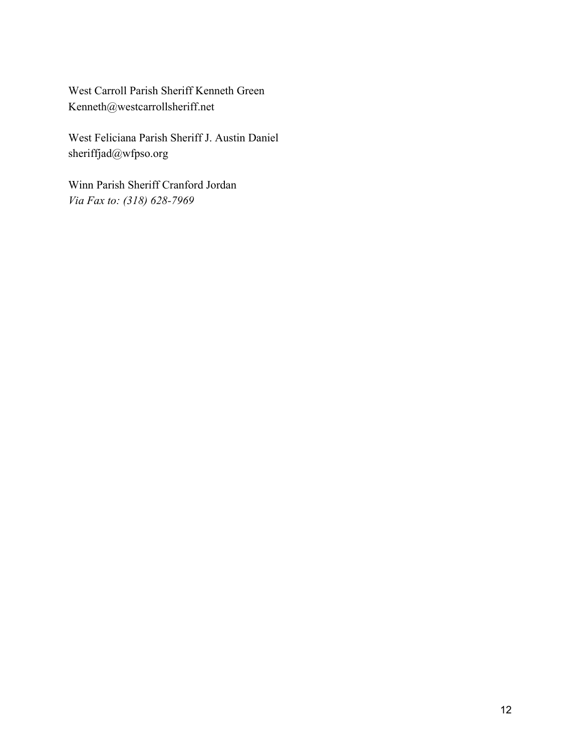West Carroll Parish Sheriff Kenneth Green
Kenneth@westcarrollsheriff.net

West Feliciana Parish Sheriff J. Austin Daniel
sheriffjad@wfpso.org

Winn Parish Sheriff Cranford Jordan
*Via Fax to: (318) 628-7969*